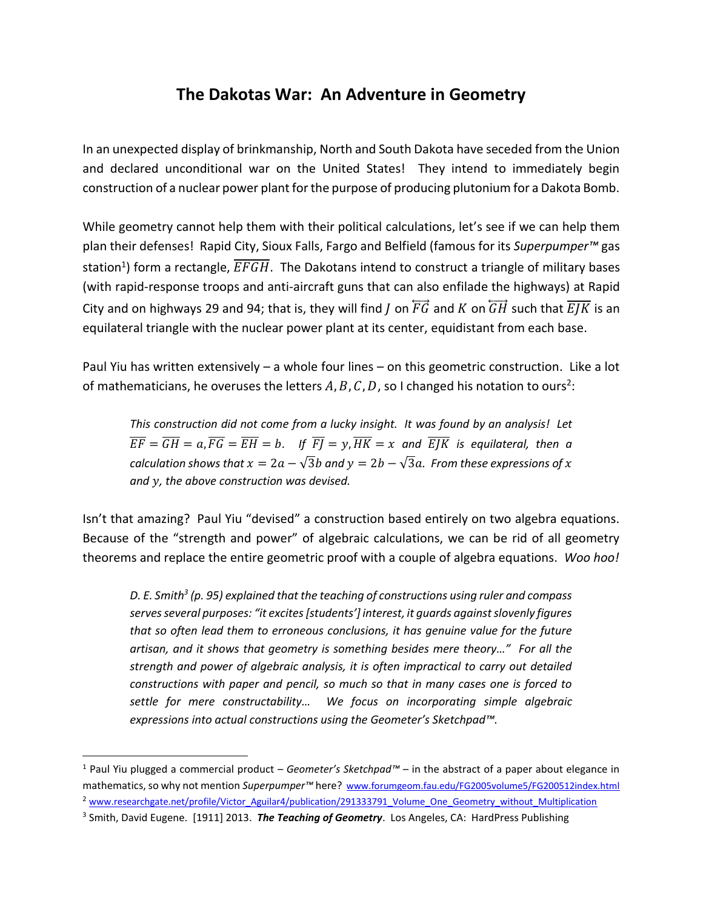# The Dakotas War: An Adventure in Geometry

In an unexpected display of brinkmanship, North and South Dakota have seceded from the Union and declared unconditional war on the United States! They intend to immediately begin construction of a nuclear power plant for the purpose of producing plutonium for a Dakota Bomb.

While geometry cannot help them with their political calculations, let's see if we can help them plan their defenses! Rapid City, Sioux Falls, Fargo and Belfield (famous for its *Superpumper™* gas station[1]) form a rectangle, $\overline{EFGH}$. The Dakotans intend to construct a triangle of military bases (with rapid-response troops and anti-aircraft guns that can also enfilade the highways) at Rapid City and on highways 29 and 94; that is, they will find $J$ on $\overleftrightarrow{FG}$ and $K$ on $\overleftrightarrow{GH}$ such that $\overline{EJK}$ is an equilateral triangle with the nuclear power plant at its center, equidistant from each base.

Paul Yiu has written extensively – a whole four lines – on this geometric construction. Like a lot of mathematicians, he overuses the letters $A, B, C, D$, so I changed his notation to ours[2]:

> *This construction did not come from a lucky insight. It was found by an analysis! Let* $\overline{EF} = \overline{GH} = a, \overline{FG} = \overline{EH} = b$. *If* $\overline{FJ} = y, \overline{HK} = x$ *and* $\overline{EJK}$ *is equilateral, then a calculation shows that* $x = 2a - \sqrt{3}b$ *and* $y = 2b - \sqrt{3}a$. *From these expressions of* $x$ *and* $y$*, the above construction was devised.*

Isn't that amazing? Paul Yiu "devised" a construction based entirely on two algebra equations. Because of the "strength and power" of algebraic calculations, we can be rid of all geometry theorems and replace the entire geometric proof with a couple of algebra equations. *Woo hoo!*

> *D. E. Smith[3] (p. 95) explained that the teaching of constructions using ruler and compass serves several purposes: "it excites [students'] interest, it guards against slovenly figures that so often lead them to erroneous conclusions, it has genuine value for the future artisan, and it shows that geometry is something besides mere theory…" For all the strength and power of algebraic analysis, it is often impractical to carry out detailed constructions with paper and pencil, so much so that in many cases one is forced to settle for mere constructability… We focus on incorporating simple algebraic expressions into actual constructions using the Geometer's Sketchpad™.*

---

[1] Paul Yiu plugged a commercial product – *Geometer's Sketchpad™* – in the abstract of a paper about elegance in mathematics, so why not mention *Superpumper™* here? www.forumgeom.fau.edu/FG2005volume5/FG200512index.html

[2] www.researchgate.net/profile/Victor_Aguilar4/publication/291333791_Volume_One_Geometry_without_Multiplication

[3] Smith, David Eugene. [1911] 2013. ***The Teaching of Geometry***. Los Angeles, CA: HardPress Publishing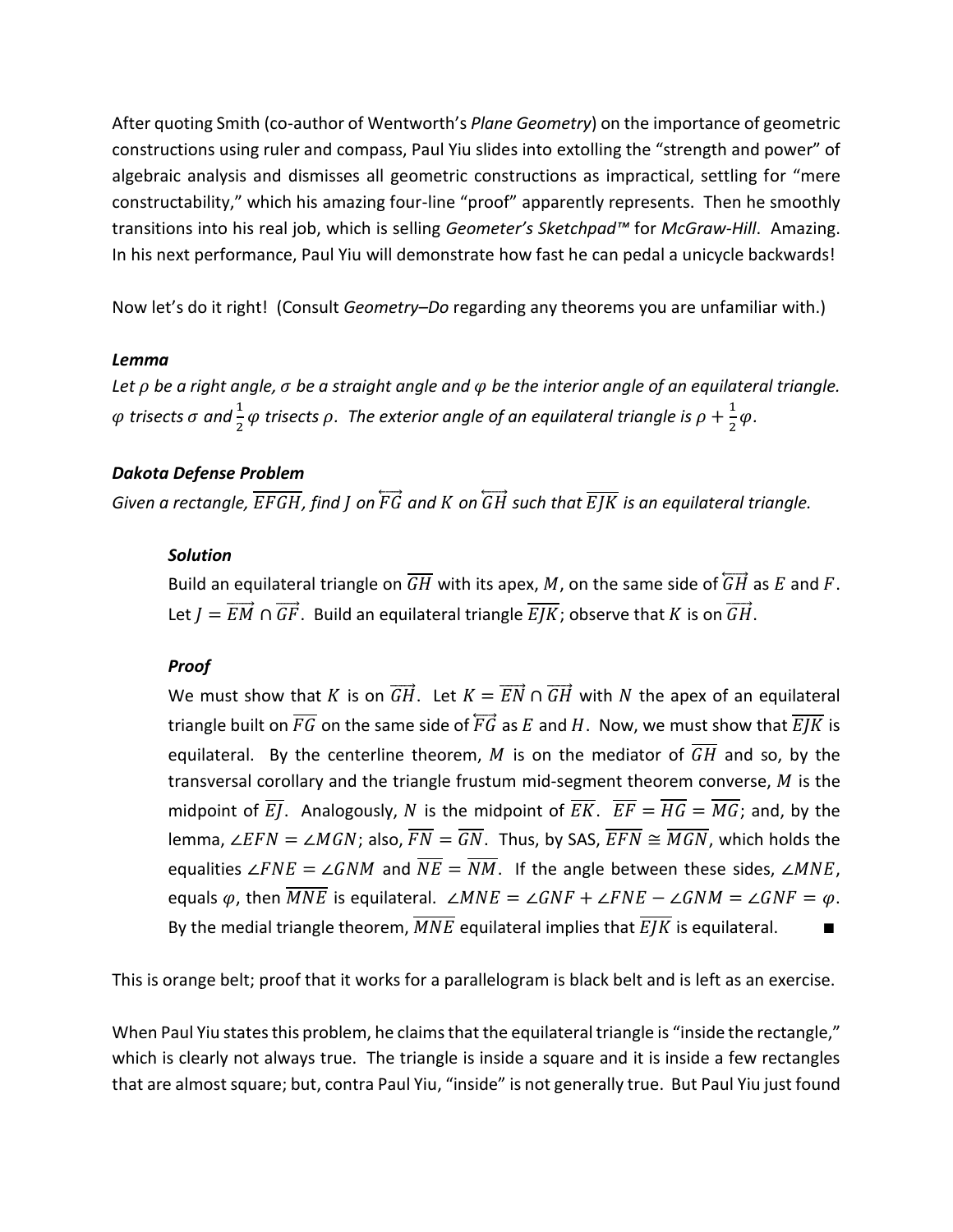After quoting Smith (co-author of Wentworth's *Plane Geometry*) on the importance of geometric constructions using ruler and compass, Paul Yiu slides into extolling the "strength and power" of algebraic analysis and dismisses all geometric constructions as impractical, settling for "mere constructability," which his amazing four-line "proof" apparently represents. Then he smoothly transitions into his real job, which is selling *Geometer's Sketchpad™* for *McGraw-Hill*. Amazing. In his next performance, Paul Yiu will demonstrate how fast he can pedal a unicycle backwards!

Now let's do it right! (Consult *Geometry–Do* regarding any theorems you are unfamiliar with.)

***Lemma***

*Let $\rho$ be a right angle, $\sigma$ be a straight angle and $\varphi$ be the interior angle of an equilateral triangle. $\varphi$ trisects $\sigma$ and $\frac{1}{2}\varphi$ trisects $\rho$. The exterior angle of an equilateral triangle is $\rho + \frac{1}{2}\varphi$.*

***Dakota Defense Problem***

*Given a rectangle, $\overline{EFGH}$, find $J$ on $\overleftrightarrow{FG}$ and $K$ on $\overleftrightarrow{GH}$ such that $\overline{EJK}$ is an equilateral triangle.*

> ***Solution***
>
> Build an equilateral triangle on $\overline{GH}$ with its apex, $M$, on the same side of $\overleftrightarrow{GH}$ as $E$ and $F$. Let $J = \overrightarrow{EM} \cap \overrightarrow{GF}$. Build an equilateral triangle $\overline{EJK}$; observe that $K$ is on $\overrightarrow{GH}$.
>
> ***Proof***
>
> We must show that $K$ is on $\overrightarrow{GH}$. Let $K = \overrightarrow{EN} \cap \overrightarrow{GH}$ with $N$ the apex of an equilateral triangle built on $\overline{FG}$ on the same side of $\overleftrightarrow{FG}$ as $E$ and $H$. Now, we must show that $\overline{EJK}$ is equilateral. By the centerline theorem, $M$ is on the mediator of $\overline{GH}$ and so, by the transversal corollary and the triangle frustum mid-segment theorem converse, $M$ is the midpoint of $\overline{EJ}$. Analogously, $N$ is the midpoint of $\overline{EK}$. $\overline{EF} = \overline{HG} = \overline{MG}$; and, by the lemma, $\angle EFN = \angle MGN$; also, $\overline{FN} = \overline{GN}$. Thus, by SAS, $\overline{EFN} \cong \overline{MGN}$, which holds the equalities $\angle FNE = \angle GNM$ and $\overline{NE} = \overline{NM}$. If the angle between these sides, $\angle MNE$, equals $\varphi$, then $\overline{MNE}$ is equilateral. $\angle MNE = \angle GNF + \angle FNE - \angle GNM = \angle GNF = \varphi$. By the medial triangle theorem, $\overline{MNE}$ equilateral implies that $\overline{EJK}$ is equilateral. ■

This is orange belt; proof that it works for a parallelogram is black belt and is left as an exercise.

When Paul Yiu states this problem, he claims that the equilateral triangle is "inside the rectangle," which is clearly not always true. The triangle is inside a square and it is inside a few rectangles that are almost square; but, contra Paul Yiu, "inside" is not generally true. But Paul Yiu just found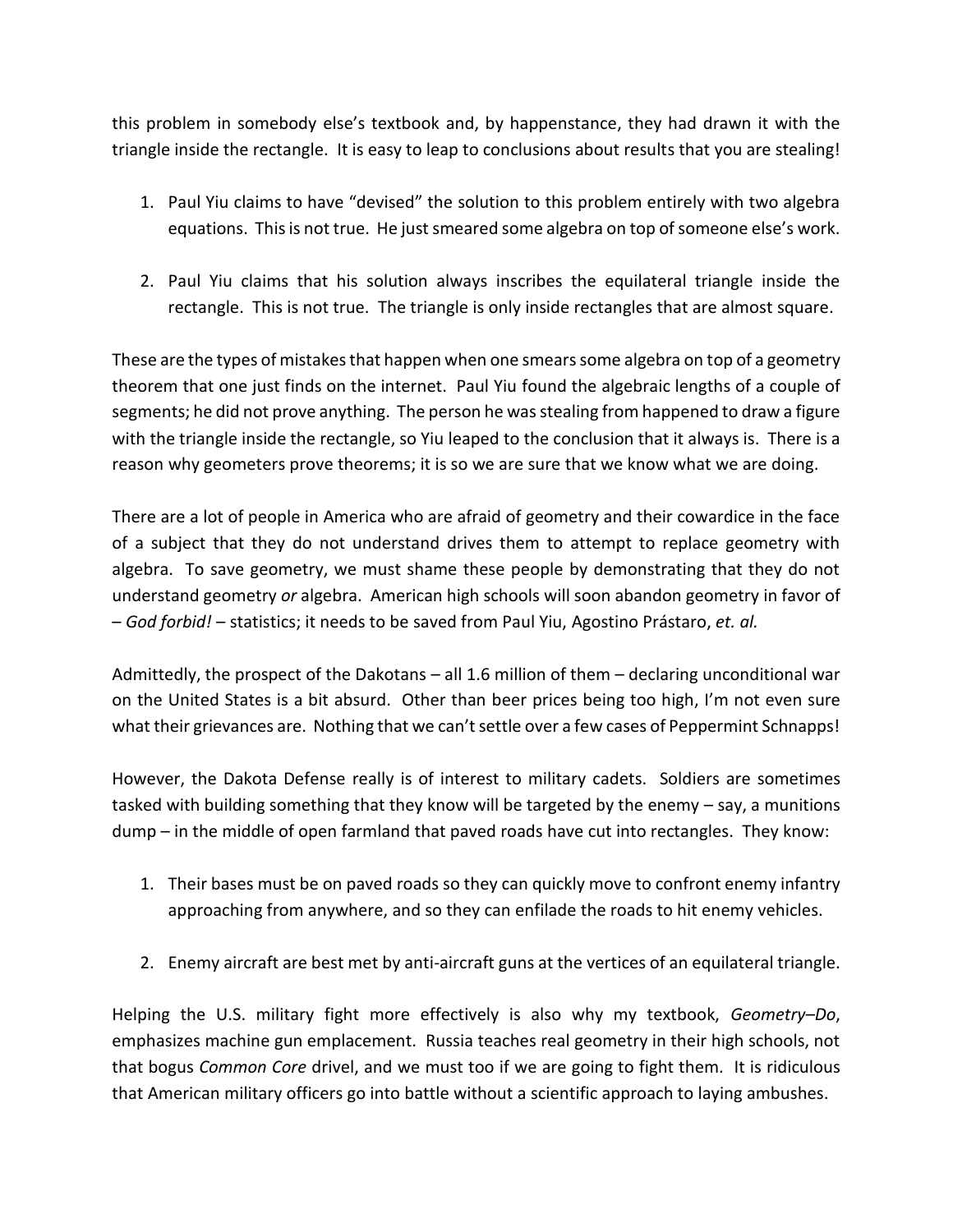this problem in somebody else's textbook and, by happenstance, they had drawn it with the triangle inside the rectangle. It is easy to leap to conclusions about results that you are stealing!

1. Paul Yiu claims to have "devised" the solution to this problem entirely with two algebra equations. This is not true. He just smeared some algebra on top of someone else's work.

2. Paul Yiu claims that his solution always inscribes the equilateral triangle inside the rectangle. This is not true. The triangle is only inside rectangles that are almost square.

These are the types of mistakes that happen when one smears some algebra on top of a geometry theorem that one just finds on the internet. Paul Yiu found the algebraic lengths of a couple of segments; he did not prove anything. The person he was stealing from happened to draw a figure with the triangle inside the rectangle, so Yiu leaped to the conclusion that it always is. There is a reason why geometers prove theorems; it is so we are sure that we know what we are doing.

There are a lot of people in America who are afraid of geometry and their cowardice in the face of a subject that they do not understand drives them to attempt to replace geometry with algebra. To save geometry, we must shame these people by demonstrating that they do not understand geometry *or* algebra. American high schools will soon abandon geometry in favor of – *God forbid!* – statistics; it needs to be saved from Paul Yiu, Agostino Prástaro, *et. al.*

Admittedly, the prospect of the Dakotans – all 1.6 million of them – declaring unconditional war on the United States is a bit absurd. Other than beer prices being too high, I'm not even sure what their grievances are. Nothing that we can't settle over a few cases of Peppermint Schnapps!

However, the Dakota Defense really is of interest to military cadets. Soldiers are sometimes tasked with building something that they know will be targeted by the enemy – say, a munitions dump – in the middle of open farmland that paved roads have cut into rectangles. They know:

1. Their bases must be on paved roads so they can quickly move to confront enemy infantry approaching from anywhere, and so they can enfilade the roads to hit enemy vehicles.

2. Enemy aircraft are best met by anti-aircraft guns at the vertices of an equilateral triangle.

Helping the U.S. military fight more effectively is also why my textbook, *Geometry–Do*, emphasizes machine gun emplacement. Russia teaches real geometry in their high schools, not that bogus *Common Core* drivel, and we must too if we are going to fight them. It is ridiculous that American military officers go into battle without a scientific approach to laying ambushes.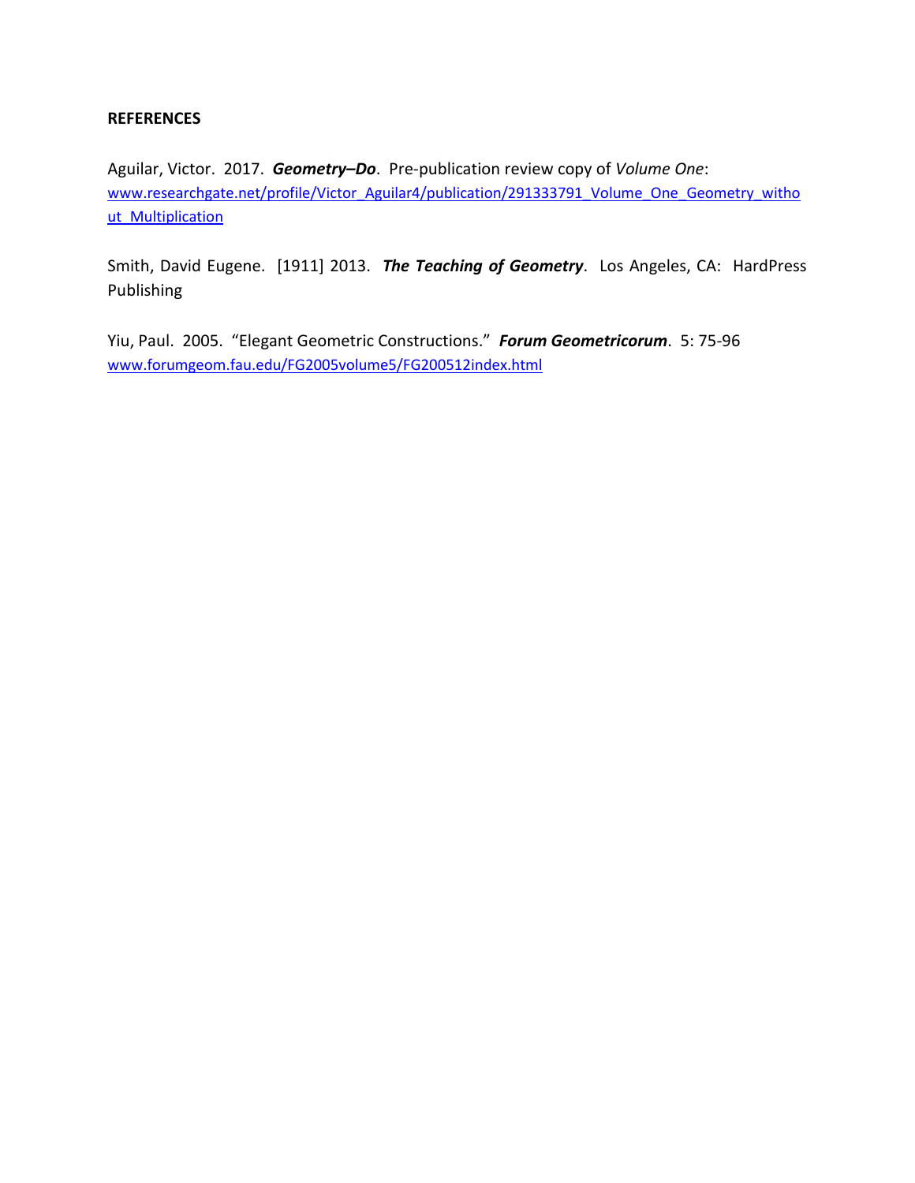**REFERENCES**

Aguilar, Victor. 2017. ***Geometry–Do***. Pre-publication review copy of *Volume One*: [www.researchgate.net/profile/Victor_Aguilar4/publication/291333791_Volume_One_Geometry_without_Multiplication](www.researchgate.net/profile/Victor_Aguilar4/publication/291333791_Volume_One_Geometry_without_Multiplication)

Smith, David Eugene. [1911] 2013. ***The Teaching of Geometry***. Los Angeles, CA: HardPress Publishing

Yiu, Paul. 2005. "Elegant Geometric Constructions." ***Forum Geometricorum***. 5: 75-96 [www.forumgeom.fau.edu/FG2005volume5/FG200512index.html](www.forumgeom.fau.edu/FG2005volume5/FG200512index.html)